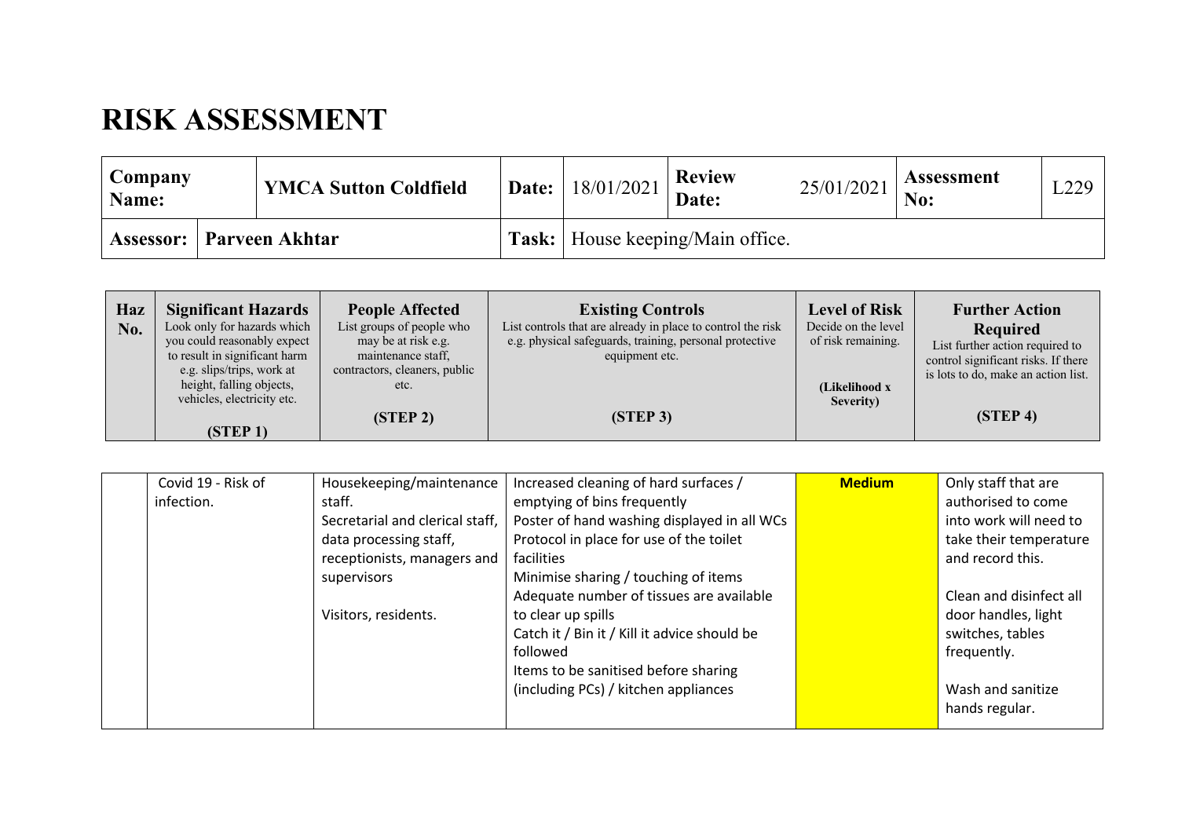# RISK ASSESSMENT

| **Company Name:** | **YMCA Sutton Coldfield** | **Date:** | 18/01/2021 | **Review Date:** | 25/01/2021 | **Assessment No:** | L229 |
|---|---|---|---|---|---|---|---|
| **Assessor:** | **Parveen Akhtar** | **Task:** | House keeping/Main office. | | | | |

| **Haz No.** | **Significant Hazards** Look only for hazards which you could reasonably expect to result in significant harm e.g. slips/trips, work at height, falling objects, vehicles, electricity etc. **(STEP 1)** | **People Affected** List groups of people who may be at risk e.g. maintenance staff, contractors, cleaners, public etc. **(STEP 2)** | **Existing Controls** List controls that are already in place to control the risk e.g. physical safeguards, training, personal protective equipment etc. **(STEP 3)** | **Level of Risk** Decide on the level of risk remaining. **(Likelihood x Severity)** | **Further Action Required** List further action required to control significant risks. If there is lots to do, make an action list. **(STEP 4)** |
|---|---|---|---|---|---|
| | Covid 19 - Risk of infection. | Housekeeping/maintenance staff.<br>Secretarial and clerical staff, data processing staff, receptionists, managers and supervisors<br><br>Visitors, residents. | Increased cleaning of hard surfaces / emptying of bins frequently<br>Poster of hand washing displayed in all WCs<br>Protocol in place for use of the toilet facilities<br>Minimise sharing / touching of items<br>Adequate number of tissues are available to clear up spills<br>Catch it / Bin it / Kill it advice should be followed<br>Items to be sanitised before sharing (including PCs) / kitchen appliances | **Medium** | Only staff that are authorised to come into work will need to take their temperature and record this.<br><br>Clean and disinfect all door handles, light switches, tables frequently.<br><br>Wash and sanitize hands regular. |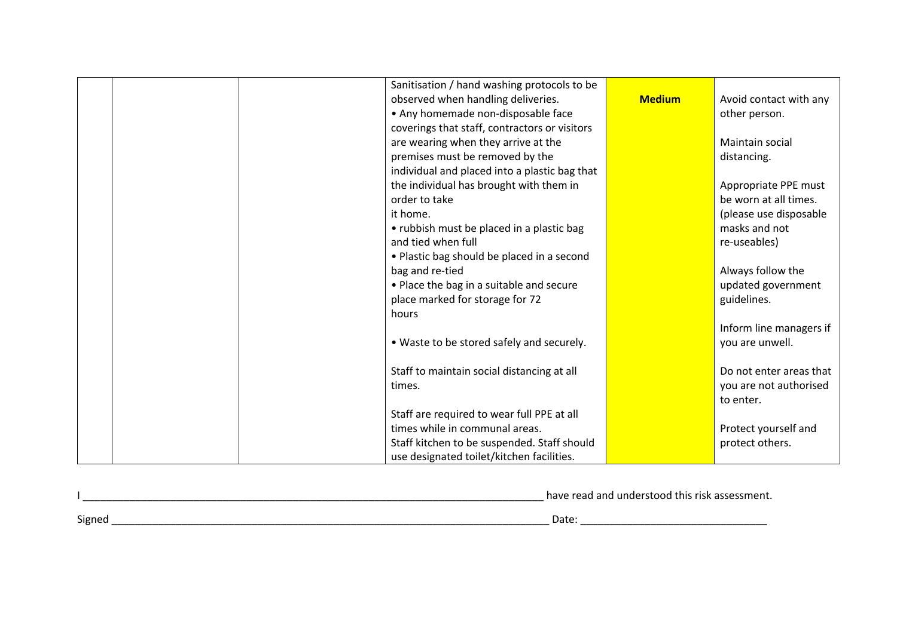| | | | | | |
|---|---|---|---|---|---|
| | | | Sanitisation / hand washing protocols to be observed when handling deliveries.<br>• Any homemade non-disposable face coverings that staff, contractors or visitors are wearing when they arrive at the premises must be removed by the individual and placed into a plastic bag that the individual has brought with them in order to take it home.<br>• rubbish must be placed in a plastic bag and tied when full<br>• Plastic bag should be placed in a second bag and re-tied<br>• Place the bag in a suitable and secure place marked for storage for 72 hours<br><br>• Waste to be stored safely and securely.<br><br>Staff to maintain social distancing at all times.<br><br>Staff are required to wear full PPE at all times while in communal areas.<br>Staff kitchen to be suspended. Staff should use designated toilet/kitchen facilities. | **Medium** | Avoid contact with any other person.<br><br>Maintain social distancing.<br><br>Appropriate PPE must be worn at all times. (please use disposable masks and not re-useables)<br><br>Always follow the updated government guidelines.<br><br>Inform line managers if you are unwell.<br><br>Do not enter areas that you are not authorised to enter.<br><br>Protect yourself and protect others. |

I ______________________________________________________________________________ have read and understood this risk assessment.

Signed ___________________________________________________________________________ Date: ______________________________